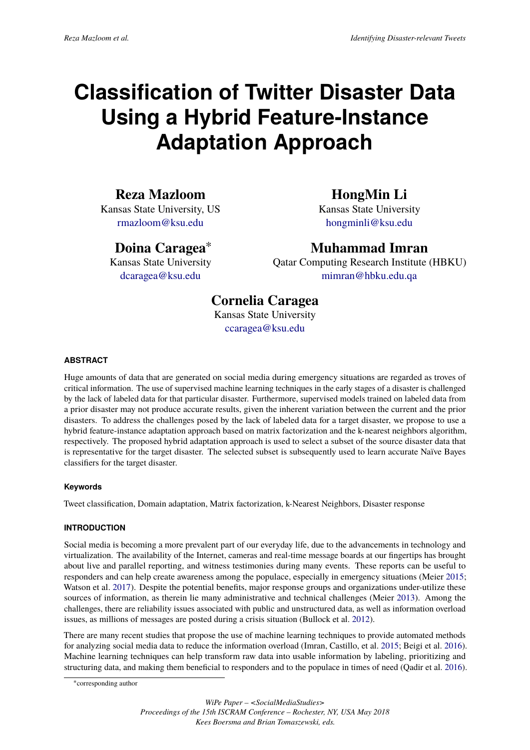# Classification of Twitter Disaster Data Using a Hybrid Feature-Instance Adaptation Approach

**Reza Mazloom**
Kansas State University, US
rmazloom@ksu.edu

**HongMin Li**
Kansas State University
hongminli@ksu.edu

**Doina Caragea***
Kansas State University
dcaragea@ksu.edu

**Muhammad Imran**
Qatar Computing Research Institute (HBKU)
mimran@hbku.edu.qa

**Cornelia Caragea**
Kansas State University
ccaragea@ksu.edu

## ABSTRACT

Huge amounts of data that are generated on social media during emergency situations are regarded as troves of critical information. The use of supervised machine learning techniques in the early stages of a disaster is challenged by the lack of labeled data for that particular disaster. Furthermore, supervised models trained on labeled data from a prior disaster may not produce accurate results, given the inherent variation between the current and the prior disasters. To address the challenges posed by the lack of labeled data for a target disaster, we propose to use a hybrid feature-instance adaptation approach based on matrix factorization and the k-nearest neighbors algorithm, respectively. The proposed hybrid adaptation approach is used to select a subset of the source disaster data that is representative for the target disaster. The selected subset is subsequently used to learn accurate Naïve Bayes classifiers for the target disaster.

### Keywords

Tweet classification, Domain adaptation, Matrix factorization, k-Nearest Neighbors, Disaster response

## INTRODUCTION

Social media is becoming a more prevalent part of our everyday life, due to the advancements in technology and virtualization. The availability of the Internet, cameras and real-time message boards at our fingertips has brought about live and parallel reporting, and witness testimonies during many events. These reports can be useful to responders and can help create awareness among the populace, especially in emergency situations (Meier 2015; Watson et al. 2017). Despite the potential benefits, major response groups and organizations under-utilize these sources of information, as therein lie many administrative and technical challenges (Meier 2013). Among the challenges, there are reliability issues associated with public and unstructured data, as well as information overload issues, as millions of messages are posted during a crisis situation (Bullock et al. 2012).

There are many recent studies that propose the use of machine learning techniques to provide automated methods for analyzing social media data to reduce the information overload (Imran, Castillo, et al. 2015; Beigi et al. 2016). Machine learning techniques can help transform raw data into usable information by labeling, prioritizing and structuring data, and making them beneficial to responders and to the populace in times of need (Qadir et al. 2016).

*corresponding author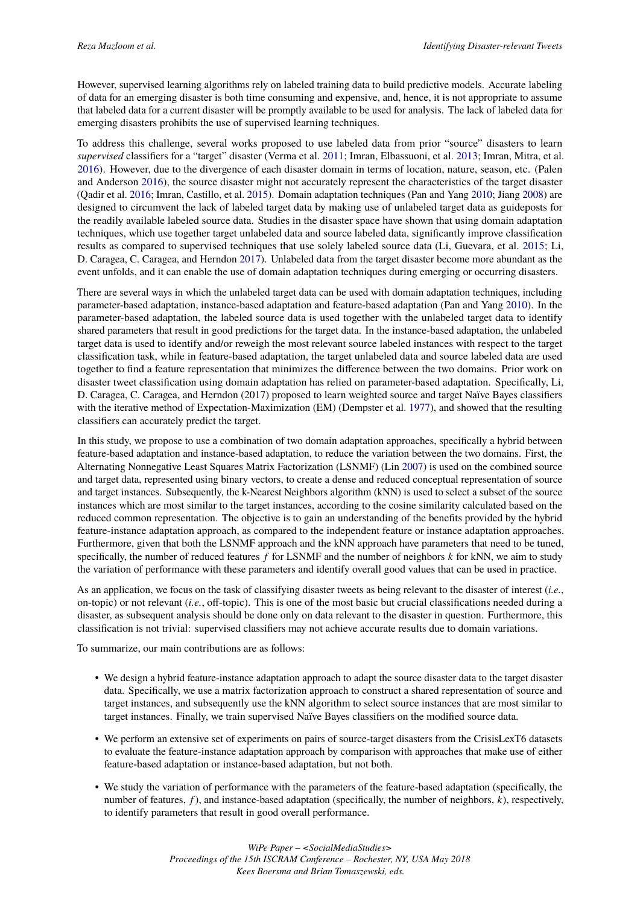However, supervised learning algorithms rely on labeled training data to build predictive models. Accurate labeling of data for an emerging disaster is both time consuming and expensive, and, hence, it is not appropriate to assume that labeled data for a current disaster will be promptly available to be used for analysis. The lack of labeled data for emerging disasters prohibits the use of supervised learning techniques.

To address this challenge, several works proposed to use labeled data from prior "source" disasters to learn *supervised* classifiers for a "target" disaster (Verma et al. 2011; Imran, Elbassuoni, et al. 2013; Imran, Mitra, et al. 2016). However, due to the divergence of each disaster domain in terms of location, nature, season, etc. (Palen and Anderson 2016), the source disaster might not accurately represent the characteristics of the target disaster (Qadir et al. 2016; Imran, Castillo, et al. 2015). Domain adaptation techniques (Pan and Yang 2010; Jiang 2008) are designed to circumvent the lack of labeled target data by making use of unlabeled target data as guideposts for the readily available labeled source data. Studies in the disaster space have shown that using domain adaptation techniques, which use together target unlabeled data and source labeled data, significantly improve classification results as compared to supervised techniques that use solely labeled source data (Li, Guevara, et al. 2015; Li, D. Caragea, C. Caragea, and Herndon 2017). Unlabeled data from the target disaster become more abundant as the event unfolds, and it can enable the use of domain adaptation techniques during emerging or occurring disasters.

There are several ways in which the unlabeled target data can be used with domain adaptation techniques, including parameter-based adaptation, instance-based adaptation and feature-based adaptation (Pan and Yang 2010). In the parameter-based adaptation, the labeled source data is used together with the unlabeled target data to identify shared parameters that result in good predictions for the target data. In the instance-based adaptation, the unlabeled target data is used to identify and/or reweigh the most relevant source labeled instances with respect to the target classification task, while in feature-based adaptation, the target unlabeled data and source labeled data are used together to find a feature representation that minimizes the difference between the two domains. Prior work on disaster tweet classification using domain adaptation has relied on parameter-based adaptation. Specifically, Li, D. Caragea, C. Caragea, and Herndon (2017) proposed to learn weighted source and target Naïve Bayes classifiers with the iterative method of Expectation-Maximization (EM) (Dempster et al. 1977), and showed that the resulting classifiers can accurately predict the target.

In this study, we propose to use a combination of two domain adaptation approaches, specifically a hybrid between feature-based adaptation and instance-based adaptation, to reduce the variation between the two domains. First, the Alternating Nonnegative Least Squares Matrix Factorization (LSNMF) (Lin 2007) is used on the combined source and target data, represented using binary vectors, to create a dense and reduced conceptual representation of source and target instances. Subsequently, the k-Nearest Neighbors algorithm (kNN) is used to select a subset of the source instances which are most similar to the target instances, according to the cosine similarity calculated based on the reduced common representation. The objective is to gain an understanding of the benefits provided by the hybrid feature-instance adaptation approach, as compared to the independent feature or instance adaptation approaches. Furthermore, given that both the LSNMF approach and the kNN approach have parameters that need to be tuned, specifically, the number of reduced features $f$ for LSNMF and the number of neighbors $k$ for kNN, we aim to study the variation of performance with these parameters and identify overall good values that can be used in practice.

As an application, we focus on the task of classifying disaster tweets as being relevant to the disaster of interest (*i.e.*, on-topic) or not relevant (*i.e.*, off-topic). This is one of the most basic but crucial classifications needed during a disaster, as subsequent analysis should be done only on data relevant to the disaster in question. Furthermore, this classification is not trivial: supervised classifiers may not achieve accurate results due to domain variations.

To summarize, our main contributions are as follows:

- We design a hybrid feature-instance adaptation approach to adapt the source disaster data to the target disaster data. Specifically, we use a matrix factorization approach to construct a shared representation of source and target instances, and subsequently use the kNN algorithm to select source instances that are most similar to target instances. Finally, we train supervised Naïve Bayes classifiers on the modified source data.
- We perform an extensive set of experiments on pairs of source-target disasters from the CrisisLexT6 datasets to evaluate the feature-instance adaptation approach by comparison with approaches that make use of either feature-based adaptation or instance-based adaptation, but not both.
- We study the variation of performance with the parameters of the feature-based adaptation (specifically, the number of features, $f$), and instance-based adaptation (specifically, the number of neighbors, $k$), respectively, to identify parameters that result in good overall performance.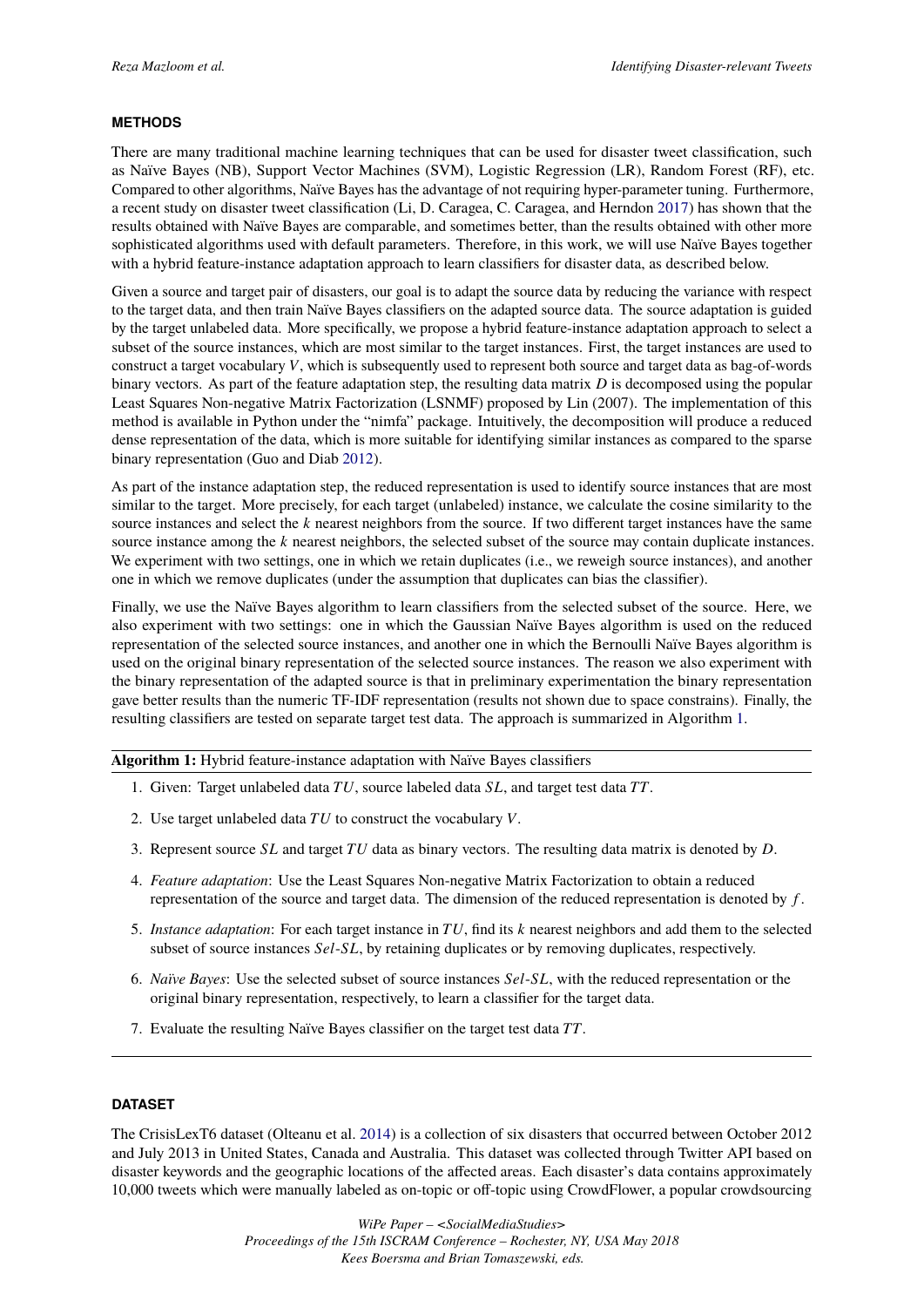## METHODS

There are many traditional machine learning techniques that can be used for disaster tweet classification, such as Naïve Bayes (NB), Support Vector Machines (SVM), Logistic Regression (LR), Random Forest (RF), etc. Compared to other algorithms, Naïve Bayes has the advantage of not requiring hyper-parameter tuning. Furthermore, a recent study on disaster tweet classification (Li, D. Caragea, C. Caragea, and Herndon 2017) has shown that the results obtained with Naïve Bayes are comparable, and sometimes better, than the results obtained with other more sophisticated algorithms used with default parameters. Therefore, in this work, we will use Naïve Bayes together with a hybrid feature-instance adaptation approach to learn classifiers for disaster data, as described below.

Given a source and target pair of disasters, our goal is to adapt the source data by reducing the variance with respect to the target data, and then train Naïve Bayes classifiers on the adapted source data. The source adaptation is guided by the target unlabeled data. More specifically, we propose a hybrid feature-instance adaptation approach to select a subset of the source instances, which are most similar to the target instances. First, the target instances are used to construct a target vocabulary $V$, which is subsequently used to represent both source and target data as bag-of-words binary vectors. As part of the feature adaptation step, the resulting data matrix $D$ is decomposed using the popular Least Squares Non-negative Matrix Factorization (LSNMF) proposed by Lin (2007). The implementation of this method is available in Python under the "nimfa" package. Intuitively, the decomposition will produce a reduced dense representation of the data, which is more suitable for identifying similar instances as compared to the sparse binary representation (Guo and Diab 2012).

As part of the instance adaptation step, the reduced representation is used to identify source instances that are most similar to the target. More precisely, for each target (unlabeled) instance, we calculate the cosine similarity to the source instances and select the $k$ nearest neighbors from the source. If two different target instances have the same source instance among the $k$ nearest neighbors, the selected subset of the source may contain duplicate instances. We experiment with two settings, one in which we retain duplicates (i.e., we reweigh source instances), and another one in which we remove duplicates (under the assumption that duplicates can bias the classifier).

Finally, we use the Naïve Bayes algorithm to learn classifiers from the selected subset of the source. Here, we also experiment with two settings: one in which the Gaussian Naïve Bayes algorithm is used on the reduced representation of the selected source instances, and another one in which the Bernoulli Naïve Bayes algorithm is used on the original binary representation of the selected source instances. The reason we also experiment with the binary representation of the adapted source is that in preliminary experimentation the binary representation gave better results than the numeric TF-IDF representation (results not shown due to space constrains). Finally, the resulting classifiers are tested on separate target test data. The approach is summarized in Algorithm 1.

**Algorithm 1:** Hybrid feature-instance adaptation with Naïve Bayes classifiers

1. Given: Target unlabeled data $TU$, source labeled data $SL$, and target test data $TT$.
2. Use target unlabeled data $TU$ to construct the vocabulary $V$.
3. Represent source $SL$ and target $TU$ data as binary vectors. The resulting data matrix is denoted by $D$.
4. *Feature adaptation*: Use the Least Squares Non-negative Matrix Factorization to obtain a reduced representation of the source and target data. The dimension of the reduced representation is denoted by $f$.
5. *Instance adaptation*: For each target instance in $TU$, find its $k$ nearest neighbors and add them to the selected subset of source instances $Sel\text{-}SL$, by retaining duplicates or by removing duplicates, respectively.
6. *Naïve Bayes*: Use the selected subset of source instances $Sel\text{-}SL$, with the reduced representation or the original binary representation, respectively, to learn a classifier for the target data.
7. Evaluate the resulting Naïve Bayes classifier on the target test data $TT$.

## DATASET

The CrisisLexT6 dataset (Olteanu et al. 2014) is a collection of six disasters that occurred between October 2012 and July 2013 in United States, Canada and Australia. This dataset was collected through Twitter API based on disaster keywords and the geographic locations of the affected areas. Each disaster's data contains approximately 10,000 tweets which were manually labeled as on-topic or off-topic using CrowdFlower, a popular crowdsourcing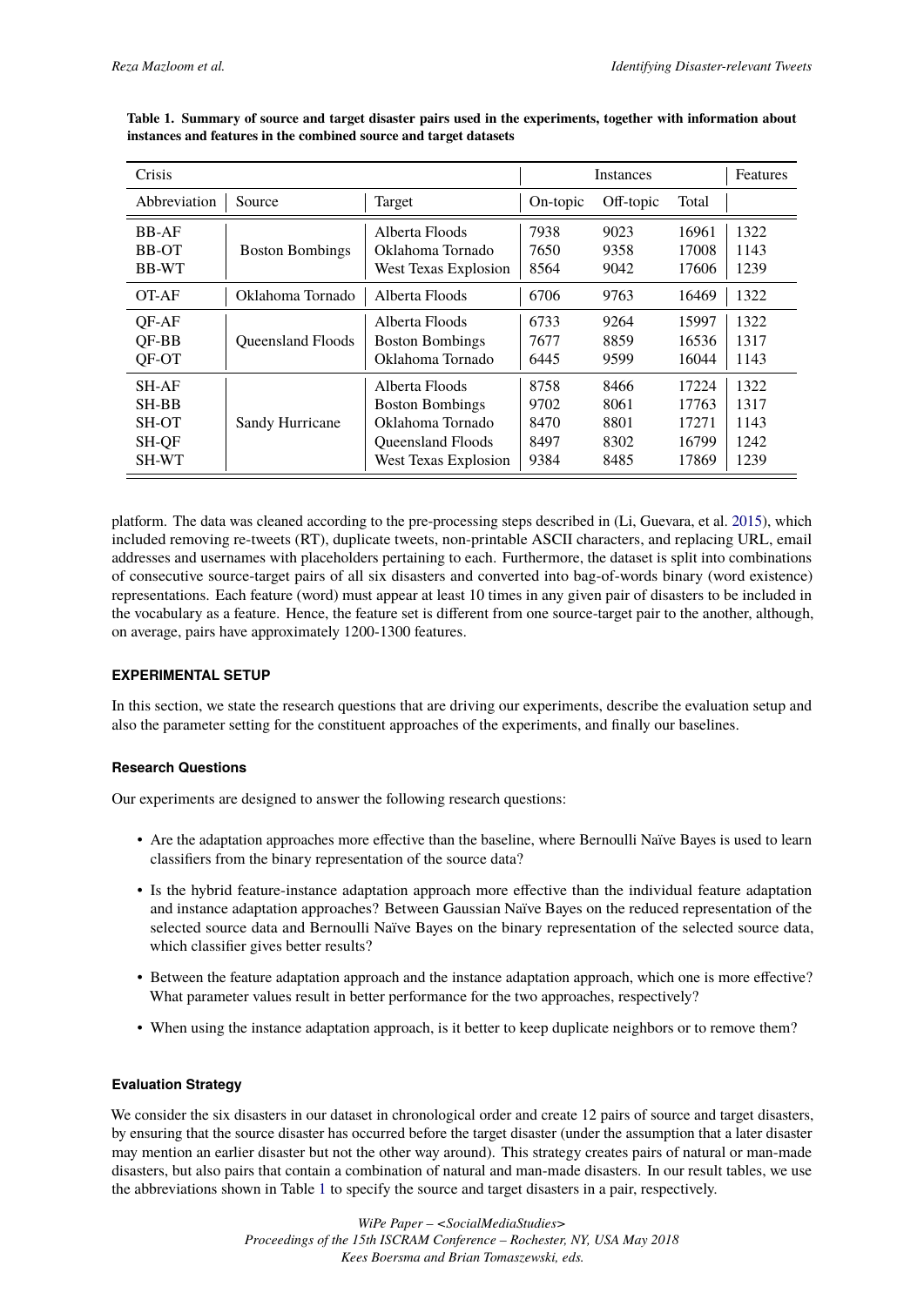**Table 1. Summary of source and target disaster pairs used in the experiments, together with information about instances and features in the combined source and target datasets**

| Crisis | | | Instances | | | Features |
|---|---|---|---|---|---|---|
| Abbreviation | Source | Target | On-topic | Off-topic | Total | |
| BB-AF | Boston Bombings | Alberta Floods | 7938 | 9023 | 16961 | 1322 |
| BB-OT | | Oklahoma Tornado | 7650 | 9358 | 17008 | 1143 |
| BB-WT | | West Texas Explosion | 8564 | 9042 | 17606 | 1239 |
| OT-AF | Oklahoma Tornado | Alberta Floods | 6706 | 9763 | 16469 | 1322 |
| QF-AF | Queensland Floods | Alberta Floods | 6733 | 9264 | 15997 | 1322 |
| QF-BB | | Boston Bombings | 7677 | 8859 | 16536 | 1317 |
| QF-OT | | Oklahoma Tornado | 6445 | 9599 | 16044 | 1143 |
| SH-AF | Sandy Hurricane | Alberta Floods | 8758 | 8466 | 17224 | 1322 |
| SH-BB | | Boston Bombings | 9702 | 8061 | 17763 | 1317 |
| SH-OT | | Oklahoma Tornado | 8470 | 8801 | 17271 | 1143 |
| SH-QF | | Queensland Floods | 8497 | 8302 | 16799 | 1242 |
| SH-WT | | West Texas Explosion | 9384 | 8485 | 17869 | 1239 |

platform. The data was cleaned according to the pre-processing steps described in (Li, Guevara, et al. 2015), which included removing re-tweets (RT), duplicate tweets, non-printable ASCII characters, and replacing URL, email addresses and usernames with placeholders pertaining to each. Furthermore, the dataset is split into combinations of consecutive source-target pairs of all six disasters and converted into bag-of-words binary (word existence) representations. Each feature (word) must appear at least 10 times in any given pair of disasters to be included in the vocabulary as a feature. Hence, the feature set is different from one source-target pair to the another, although, on average, pairs have approximately 1200-1300 features.

## EXPERIMENTAL SETUP

In this section, we state the research questions that are driving our experiments, describe the evaluation setup and also the parameter setting for the constituent approaches of the experiments, and finally our baselines.

### Research Questions

Our experiments are designed to answer the following research questions:

- Are the adaptation approaches more effective than the baseline, where Bernoulli Naïve Bayes is used to learn classifiers from the binary representation of the source data?
- Is the hybrid feature-instance adaptation approach more effective than the individual feature adaptation and instance adaptation approaches? Between Gaussian Naïve Bayes on the reduced representation of the selected source data and Bernoulli Naïve Bayes on the binary representation of the selected source data, which classifier gives better results?
- Between the feature adaptation approach and the instance adaptation approach, which one is more effective? What parameter values result in better performance for the two approaches, respectively?
- When using the instance adaptation approach, is it better to keep duplicate neighbors or to remove them?

### Evaluation Strategy

We consider the six disasters in our dataset in chronological order and create 12 pairs of source and target disasters, by ensuring that the source disaster has occurred before the target disaster (under the assumption that a later disaster may mention an earlier disaster but not the other way around). This strategy creates pairs of natural or man-made disasters, but also pairs that contain a combination of natural and man-made disasters. In our result tables, we use the abbreviations shown in Table 1 to specify the source and target disasters in a pair, respectively.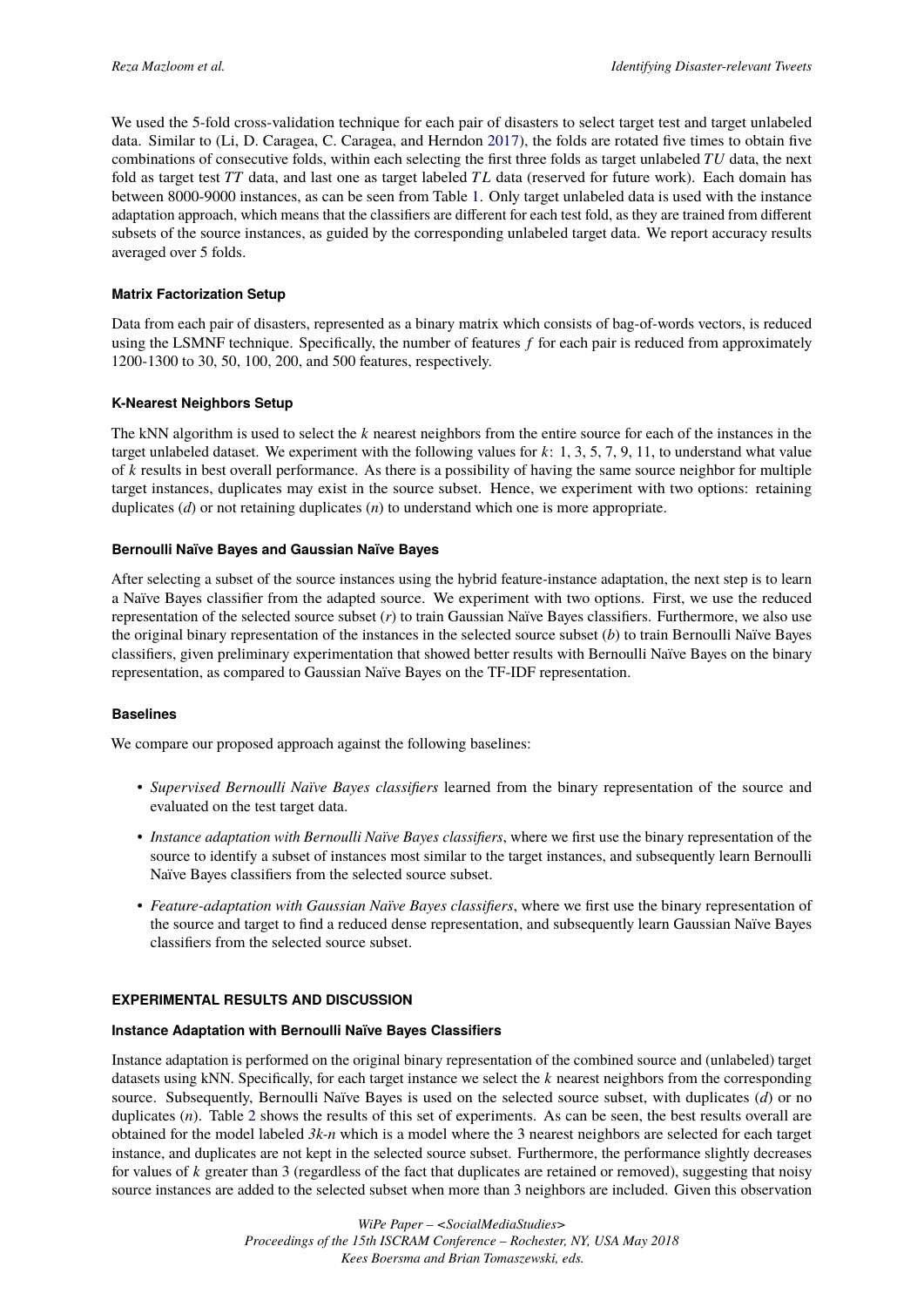We used the 5-fold cross-validation technique for each pair of disasters to select target test and target unlabeled data. Similar to (Li, D. Caragea, C. Caragea, and Herndon 2017), the folds are rotated five times to obtain five combinations of consecutive folds, within each selecting the first three folds as target unlabeled $TU$ data, the next fold as target test $TT$ data, and last one as target labeled $TL$ data (reserved for future work). Each domain has between 8000-9000 instances, as can be seen from Table 1. Only target unlabeled data is used with the instance adaptation approach, which means that the classifiers are different for each test fold, as they are trained from different subsets of the source instances, as guided by the corresponding unlabeled target data. We report accuracy results averaged over 5 folds.

#### Matrix Factorization Setup

Data from each pair of disasters, represented as a binary matrix which consists of bag-of-words vectors, is reduced using the LSMNF technique. Specifically, the number of features $f$ for each pair is reduced from approximately 1200-1300 to 30, 50, 100, 200, and 500 features, respectively.

#### K-Nearest Neighbors Setup

The kNN algorithm is used to select the $k$ nearest neighbors from the entire source for each of the instances in the target unlabeled dataset. We experiment with the following values for $k$: 1, 3, 5, 7, 9, 11, to understand what value of $k$ results in best overall performance. As there is a possibility of having the same source neighbor for multiple target instances, duplicates may exist in the source subset. Hence, we experiment with two options: retaining duplicates ($d$) or not retaining duplicates ($n$) to understand which one is more appropriate.

#### Bernoulli Naïve Bayes and Gaussian Naïve Bayes

After selecting a subset of the source instances using the hybrid feature-instance adaptation, the next step is to learn a Naïve Bayes classifier from the adapted source. We experiment with two options. First, we use the reduced representation of the selected source subset ($r$) to train Gaussian Naïve Bayes classifiers. Furthermore, we also use the original binary representation of the instances in the selected source subset ($b$) to train Bernoulli Naïve Bayes classifiers, given preliminary experimentation that showed better results with Bernoulli Naïve Bayes on the binary representation, as compared to Gaussian Naïve Bayes on the TF-IDF representation.

#### Baselines

We compare our proposed approach against the following baselines:

- *Supervised Bernoulli Naïve Bayes classifiers* learned from the binary representation of the source and evaluated on the test target data.
- *Instance adaptation with Bernoulli Naïve Bayes classifiers*, where we first use the binary representation of the source to identify a subset of instances most similar to the target instances, and subsequently learn Bernoulli Naïve Bayes classifiers from the selected source subset.
- *Feature-adaptation with Gaussian Naïve Bayes classifiers*, where we first use the binary representation of the source and target to find a reduced dense representation, and subsequently learn Gaussian Naïve Bayes classifiers from the selected source subset.

### EXPERIMENTAL RESULTS AND DISCUSSION

#### Instance Adaptation with Bernoulli Naïve Bayes Classifiers

Instance adaptation is performed on the original binary representation of the combined source and (unlabeled) target datasets using kNN. Specifically, for each target instance we select the $k$ nearest neighbors from the corresponding source. Subsequently, Bernoulli Naïve Bayes is used on the selected source subset, with duplicates ($d$) or no duplicates ($n$). Table 2 shows the results of this set of experiments. As can be seen, the best results overall are obtained for the model labeled *3k-n* which is a model where the 3 nearest neighbors are selected for each target instance, and duplicates are not kept in the selected source subset. Furthermore, the performance slightly decreases for values of $k$ greater than 3 (regardless of the fact that duplicates are retained or removed), suggesting that noisy source instances are added to the selected subset when more than 3 neighbors are included. Given this observation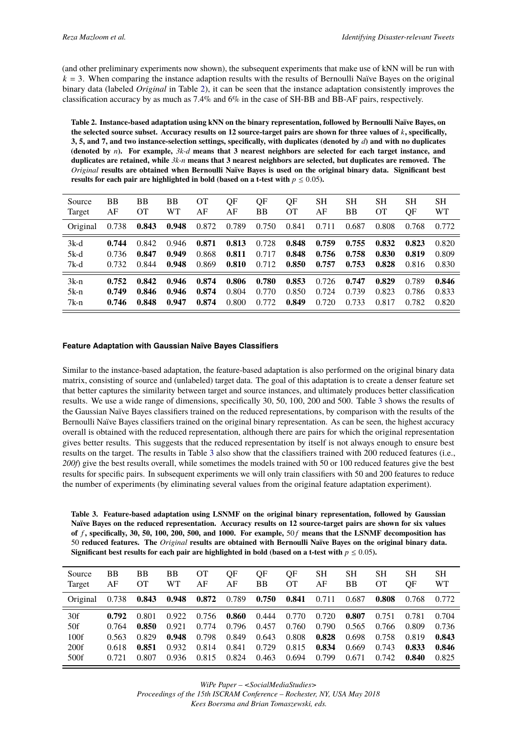(and other preliminary experiments now shown), the subsequent experiments that make use of kNN will be run with $k = 3$. When comparing the instance adaption results with the results of Bernoulli Naïve Bayes on the original binary data (labeled *Original* in Table 2), it can be seen that the instance adaptation consistently improves the classification accuracy by as much as 7.4% and 6% in the case of SH-BB and BB-AF pairs, respectively.

**Table 2. Instance-based adaptation using kNN on the binary representation, followed by Bernoulli Naïve Bayes, on the selected source subset. Accuracy results on 12 source-target pairs are shown for three values of $k$, specifically, 3, 5, and 7, and two instance-selection settings, specifically, with duplicates (denoted by $d$) and with no duplicates (denoted by $n$). For example, *3k-d* means that 3 nearest neighbors are selected for each target instance, and duplicates are retained, while *3k-n* means that 3 nearest neighbors are selected, but duplicates are removed. The *Original* results are obtained when Bernoulli Naïve Bayes is used on the original binary data. Significant best results for each pair are highlighted in bold (based on a t-test with $p \leq 0.05$).**

| Source<br>Target | BB<br>AF | BB<br>OT | BB<br>WT | OT<br>AF | QF<br>AF | QF<br>BB | QF<br>OT | SH<br>AF | SH<br>BB | SH<br>OT | SH<br>QF | SH<br>WT |
|---|---|---|---|---|---|---|---|---|---|---|---|---|
| Original | 0.738 | **0.843** | **0.948** | 0.872 | 0.789 | 0.750 | 0.841 | 0.711 | 0.687 | 0.808 | 0.768 | 0.772 |
| 3k-d | **0.744** | 0.842 | 0.946 | **0.871** | **0.813** | 0.728 | **0.848** | **0.759** | **0.755** | **0.832** | **0.823** | 0.820 |
| 5k-d | 0.736 | **0.847** | **0.949** | 0.868 | **0.811** | 0.717 | **0.848** | **0.756** | **0.758** | **0.830** | **0.819** | 0.809 |
| 7k-d | 0.732 | 0.844 | **0.948** | 0.869 | **0.810** | 0.712 | **0.850** | **0.757** | **0.753** | **0.828** | 0.816 | 0.830 |
| 3k-n | **0.752** | **0.842** | **0.946** | **0.874** | **0.806** | **0.780** | **0.853** | 0.726 | **0.747** | **0.829** | 0.789 | **0.846** |
| 5k-n | **0.749** | **0.846** | **0.946** | **0.874** | 0.804 | 0.770 | 0.850 | 0.724 | 0.739 | 0.823 | 0.786 | 0.833 |
| 7k-n | **0.746** | **0.848** | **0.947** | **0.874** | 0.800 | 0.772 | **0.849** | 0.720 | 0.733 | 0.817 | 0.782 | 0.820 |

### Feature Adaptation with Gaussian Naïve Bayes Classifiers

Similar to the instance-based adaptation, the feature-based adaptation is also performed on the original binary data matrix, consisting of source and (unlabeled) target data. The goal of this adaptation is to create a denser feature set that better captures the similarity between target and source instances, and ultimately produces better classification results. We use a wide range of dimensions, specifically 30, 50, 100, 200 and 500. Table 3 shows the results of the Gaussian Naïve Bayes classifiers trained on the reduced representations, by comparison with the results of the Bernoulli Naïve Bayes classifiers trained on the original binary representation. As can be seen, the highest accuracy overall is obtained with the reduced representation, although there are pairs for which the original representation gives better results. This suggests that the reduced representation by itself is not always enough to ensure best results on the target. The results in Table 3 also show that the classifiers trained with 200 reduced features (i.e., *200f*) give the best results overall, while sometimes the models trained with 50 or 100 reduced features give the best results for specific pairs. In subsequent experiments we will only train classifiers with 50 and 200 features to reduce the number of experiments (by eliminating several values from the original feature adaptation experiment).

**Table 3. Feature-based adaptation using LSNMF on the original binary representation, followed by Gaussian Naïve Bayes on the reduced representation. Accuracy results on 12 source-target pairs are shown for six values of $f$, specifically, 30, 50, 100, 200, 500, and 1000. For example, $50f$ means that the LSNMF decomposition has 50 reduced features. The *Original* results are obtained with Bernoulli Naïve Bayes on the original binary data. Significant best results for each pair are highlighted in bold (based on a t-test with $p \leq 0.05$).**

| Source<br>Target | BB<br>AF | BB<br>OT | BB<br>WT | OT<br>AF | QF<br>AF | QF<br>BB | QF<br>OT | SH<br>AF | SH<br>BB | SH<br>OT | SH<br>QF | SH<br>WT |
|---|---|---|---|---|---|---|---|---|---|---|---|---|
| Original | 0.738 | **0.843** | **0.948** | **0.872** | 0.789 | **0.750** | **0.841** | 0.711 | 0.687 | **0.808** | 0.768 | 0.772 |
| 30f | **0.792** | 0.801 | 0.922 | 0.756 | **0.860** | 0.444 | 0.770 | 0.720 | **0.807** | 0.751 | 0.781 | 0.704 |
| 50f | 0.764 | **0.850** | 0.921 | 0.774 | 0.796 | 0.457 | 0.760 | 0.790 | 0.565 | 0.766 | 0.809 | 0.736 |
| 100f | 0.563 | 0.829 | **0.948** | 0.798 | 0.849 | 0.643 | 0.808 | **0.828** | 0.698 | 0.758 | 0.819 | **0.843** |
| 200f | 0.618 | **0.851** | 0.932 | 0.814 | 0.841 | 0.729 | 0.815 | **0.834** | 0.669 | 0.743 | **0.833** | **0.846** |
| 500f | 0.721 | 0.807 | 0.936 | 0.815 | 0.824 | 0.463 | 0.694 | 0.799 | 0.671 | 0.742 | **0.840** | 0.825 |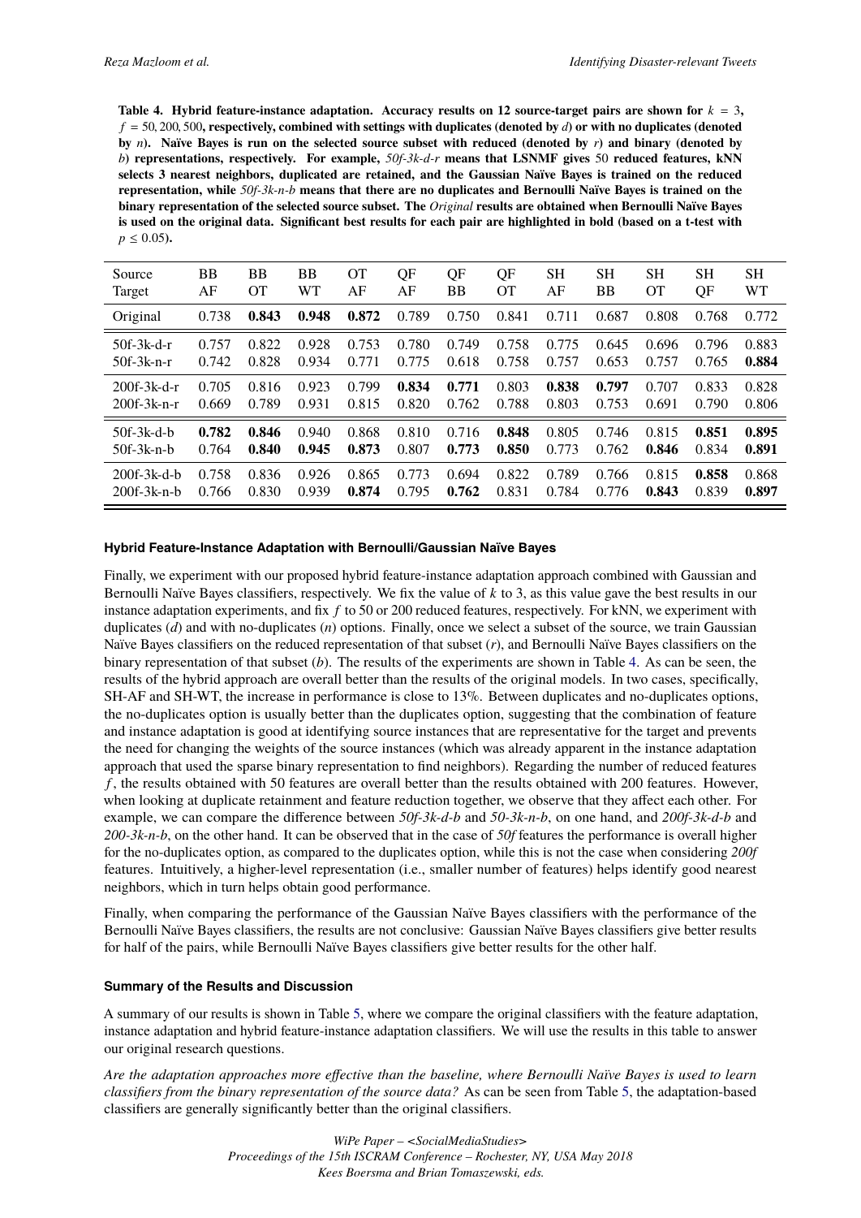**Table 4. Hybrid feature-instance adaptation. Accuracy results on 12 source-target pairs are shown for $k = 3$, $f = 50, 200, 500$, respectively, combined with settings with duplicates (denoted by $d$) or with no duplicates (denoted by $n$). Naïve Bayes is run on the selected source subset with reduced (denoted by $r$) and binary (denoted by $b$) representations, respectively. For example, *50f-3k-d-r* means that LSNMF gives 50 reduced features, kNN selects 3 nearest neighbors, duplicated are retained, and the Gaussian Naïve Bayes is trained on the reduced representation, while *50f-3k-n-b* means that there are no duplicates and Bernoulli Naïve Bayes is trained on the binary representation of the selected source subset. The *Original* results are obtained when Bernoulli Naïve Bayes is used on the original data. Significant best results for each pair are highlighted in bold (based on a t-test with $p \leq 0.05$).**

| Source<br>Target | BB<br>AF | BB<br>OT | BB<br>WT | OT<br>AF | QF<br>AF | QF<br>BB | QF<br>OT | SH<br>AF | SH<br>BB | SH<br>OT | SH<br>QF | SH<br>WT |
|---|---|---|---|---|---|---|---|---|---|---|---|---|
| Original | 0.738 | **0.843** | **0.948** | **0.872** | 0.789 | 0.750 | 0.841 | 0.711 | 0.687 | 0.808 | 0.768 | 0.772 |
| 50f-3k-d-r | 0.757 | 0.822 | 0.928 | 0.753 | 0.780 | 0.749 | 0.758 | 0.775 | 0.645 | 0.696 | 0.796 | 0.883 |
| 50f-3k-n-r | 0.742 | 0.828 | 0.934 | 0.771 | 0.775 | 0.618 | 0.758 | 0.757 | 0.653 | 0.757 | 0.765 | **0.884** |
| 200f-3k-d-r | 0.705 | 0.816 | 0.923 | 0.799 | **0.834** | **0.771** | 0.803 | **0.838** | **0.797** | 0.707 | 0.833 | 0.828 |
| 200f-3k-n-r | 0.669 | 0.789 | 0.931 | 0.815 | 0.820 | 0.762 | 0.788 | 0.803 | 0.753 | 0.691 | 0.790 | 0.806 |
| 50f-3k-d-b | **0.782** | **0.846** | 0.940 | 0.868 | 0.810 | 0.716 | **0.848** | 0.805 | 0.746 | 0.815 | **0.851** | **0.895** |
| 50f-3k-n-b | 0.764 | **0.840** | **0.945** | **0.873** | 0.807 | **0.773** | **0.850** | 0.773 | 0.762 | **0.846** | 0.834 | **0.891** |
| 200f-3k-d-b | 0.758 | 0.836 | 0.926 | 0.865 | 0.773 | 0.694 | 0.822 | 0.789 | 0.766 | 0.815 | **0.858** | 0.868 |
| 200f-3k-n-b | 0.766 | 0.830 | 0.939 | **0.874** | 0.795 | **0.762** | 0.831 | 0.784 | 0.776 | **0.843** | 0.839 | **0.897** |

#### Hybrid Feature-Instance Adaptation with Bernoulli/Gaussian Naïve Bayes

Finally, we experiment with our proposed hybrid feature-instance adaptation approach combined with Gaussian and Bernoulli Naïve Bayes classifiers, respectively. We fix the value of $k$ to 3, as this value gave the best results in our instance adaptation experiments, and fix $f$ to 50 or 200 reduced features, respectively. For kNN, we experiment with duplicates ($d$) and with no-duplicates ($n$) options. Finally, once we select a subset of the source, we train Gaussian Naïve Bayes classifiers on the reduced representation of that subset ($r$), and Bernoulli Naïve Bayes classifiers on the binary representation of that subset ($b$). The results of the experiments are shown in Table 4. As can be seen, the results of the hybrid approach are overall better than the results of the original models. In two cases, specifically, SH-AF and SH-WT, the increase in performance is close to 13%. Between duplicates and no-duplicates options, the no-duplicates option is usually better than the duplicates option, suggesting that the combination of feature and instance adaptation is good at identifying source instances that are representative for the target and prevents the need for changing the weights of the source instances (which was already apparent in the instance adaptation approach that used the sparse binary representation to find neighbors). Regarding the number of reduced features $f$, the results obtained with 50 features are overall better than the results obtained with 200 features. However, when looking at duplicate retainment and feature reduction together, we observe that they affect each other. For example, we can compare the difference between *50f-3k-d-b* and *50-3k-n-b*, on one hand, and *200f-3k-d-b* and *200-3k-n-b*, on the other hand. It can be observed that in the case of *50f* features the performance is overall higher for the no-duplicates option, as compared to the duplicates option, while this is not the case when considering *200f* features. Intuitively, a higher-level representation (i.e., smaller number of features) helps identify good nearest neighbors, which in turn helps obtain good performance.

Finally, when comparing the performance of the Gaussian Naïve Bayes classifiers with the performance of the Bernoulli Naïve Bayes classifiers, the results are not conclusive: Gaussian Naïve Bayes classifiers give better results for half of the pairs, while Bernoulli Naïve Bayes classifiers give better results for the other half.

#### Summary of the Results and Discussion

A summary of our results is shown in Table 5, where we compare the original classifiers with the feature adaptation, instance adaptation and hybrid feature-instance adaptation classifiers. We will use the results in this table to answer our original research questions.

*Are the adaptation approaches more effective than the baseline, where Bernoulli Naïve Bayes is used to learn classifiers from the binary representation of the source data?* As can be seen from Table 5, the adaptation-based classifiers are generally significantly better than the original classifiers.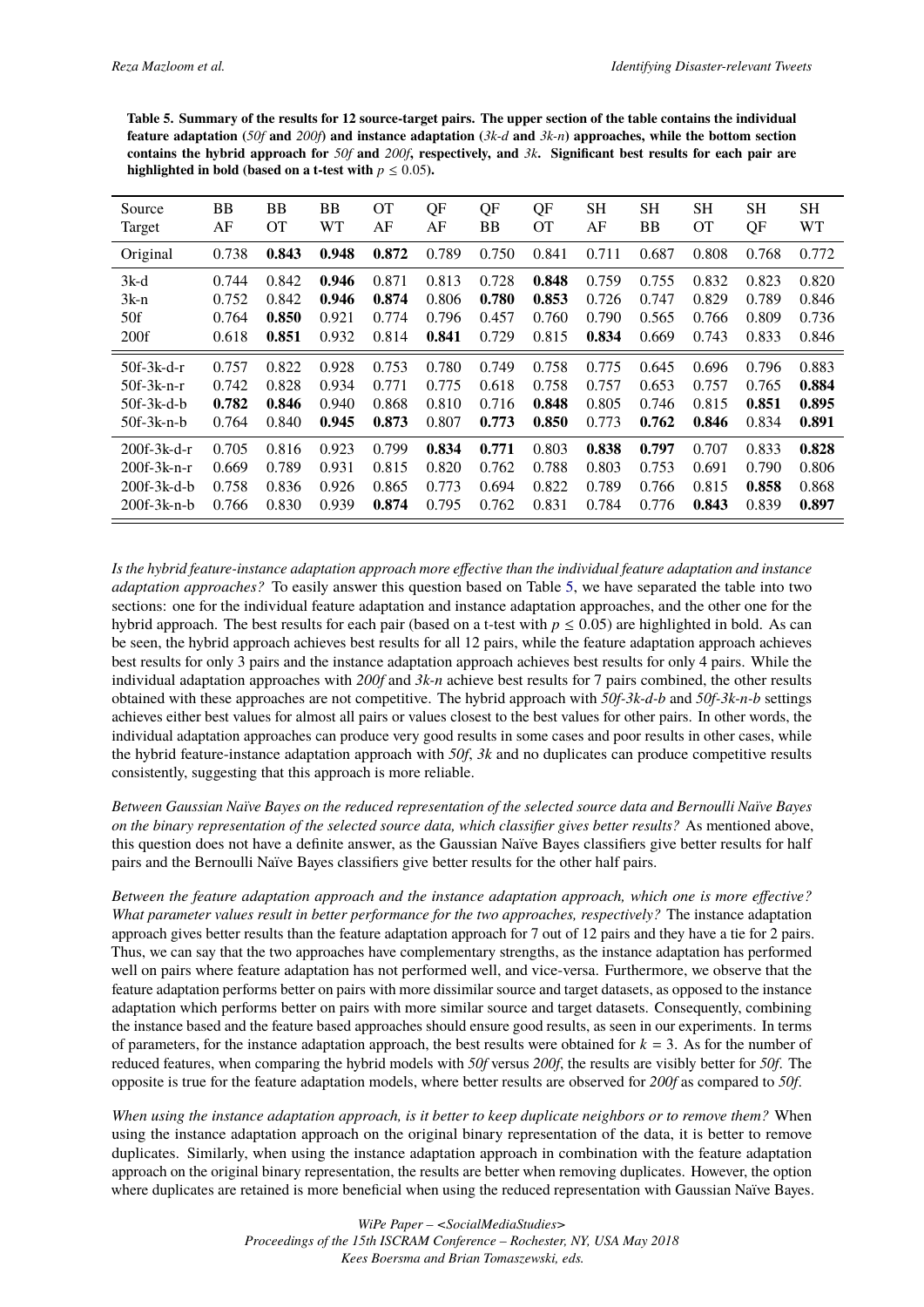**Table 5. Summary of the results for 12 source-target pairs. The upper section of the table contains the individual feature adaptation (*50f* and *200f*) and instance adaptation (*3k-d* and *3k-n*) approaches, while the bottom section contains the hybrid approach for *50f* and *200f*, respectively, and *3k*. Significant best results for each pair are highlighted in bold (based on a t-test with $p \leq 0.05$).**

| Source | BB | BB | BB | OT | QF | QF | QF | SH | SH | SH | SH | SH |
|---|---|---|---|---|---|---|---|---|---|---|---|---|
| Target | AF | OT | WT | AF | AF | BB | OT | AF | BB | OT | QF | WT |
| Original | 0.738 | **0.843** | **0.948** | **0.872** | 0.789 | 0.750 | 0.841 | 0.711 | 0.687 | 0.808 | 0.768 | 0.772 |
| 3k-d | 0.744 | 0.842 | **0.946** | 0.871 | 0.813 | 0.728 | **0.848** | 0.759 | 0.755 | 0.832 | 0.823 | 0.820 |
| 3k-n | 0.752 | 0.842 | **0.946** | **0.874** | 0.806 | **0.780** | **0.853** | 0.726 | 0.747 | 0.829 | 0.789 | 0.846 |
| 50f | 0.764 | **0.850** | 0.921 | 0.774 | 0.796 | 0.457 | 0.760 | 0.790 | 0.565 | 0.766 | 0.809 | 0.736 |
| 200f | 0.618 | **0.851** | 0.932 | 0.814 | **0.841** | 0.729 | 0.815 | **0.834** | 0.669 | 0.743 | 0.833 | 0.846 |
| 50f-3k-d-r | 0.757 | 0.822 | 0.928 | 0.753 | 0.780 | 0.749 | 0.758 | 0.775 | 0.645 | 0.696 | 0.796 | 0.883 |
| 50f-3k-n-r | 0.742 | 0.828 | 0.934 | 0.771 | 0.775 | 0.618 | 0.758 | 0.757 | 0.653 | 0.757 | 0.765 | **0.884** |
| 50f-3k-d-b | **0.782** | **0.846** | 0.940 | 0.868 | 0.810 | 0.716 | **0.848** | 0.805 | 0.746 | 0.815 | **0.851** | **0.895** |
| 50f-3k-n-b | 0.764 | 0.840 | **0.945** | **0.873** | 0.807 | **0.773** | **0.850** | 0.773 | **0.762** | **0.846** | 0.834 | **0.891** |
| 200f-3k-d-r | 0.705 | 0.816 | 0.923 | 0.799 | **0.834** | **0.771** | 0.803 | **0.838** | **0.797** | 0.707 | 0.833 | **0.828** |
| 200f-3k-n-r | 0.669 | 0.789 | 0.931 | 0.815 | 0.820 | 0.762 | 0.788 | 0.803 | 0.753 | 0.691 | 0.790 | 0.806 |
| 200f-3k-d-b | 0.758 | 0.836 | 0.926 | 0.865 | 0.773 | 0.694 | 0.822 | 0.789 | 0.766 | 0.815 | **0.858** | 0.868 |
| 200f-3k-n-b | 0.766 | 0.830 | 0.939 | **0.874** | 0.795 | 0.762 | 0.831 | 0.784 | 0.776 | **0.843** | 0.839 | **0.897** |

*Is the hybrid feature-instance adaptation approach more effective than the individual feature adaptation and instance adaptation approaches?* To easily answer this question based on Table 5, we have separated the table into two sections: one for the individual feature adaptation and instance adaptation approaches, and the other one for the hybrid approach. The best results for each pair (based on a t-test with $p \leq 0.05$) are highlighted in bold. As can be seen, the hybrid approach achieves best results for all 12 pairs, while the feature adaptation approach achieves best results for only 3 pairs and the instance adaptation approach achieves best results for only 4 pairs. While the individual adaptation approaches with *200f* and *3k-n* achieve best results for 7 pairs combined, the other results obtained with these approaches are not competitive. The hybrid approach with *50f-3k-d-b* and *50f-3k-n-b* settings achieves either best values for almost all pairs or values closest to the best values for other pairs. In other words, the individual adaptation approaches can produce very good results in some cases and poor results in other cases, while the hybrid feature-instance adaptation approach with *50f*, *3k* and no duplicates can produce competitive results consistently, suggesting that this approach is more reliable.

*Between Gaussian Naïve Bayes on the reduced representation of the selected source data and Bernoulli Naïve Bayes on the binary representation of the selected source data, which classifier gives better results?* As mentioned above, this question does not have a definite answer, as the Gaussian Naïve Bayes classifiers give better results for half pairs and the Bernoulli Naïve Bayes classifiers give better results for the other half pairs.

*Between the feature adaptation approach and the instance adaptation approach, which one is more effective? What parameter values result in better performance for the two approaches, respectively?* The instance adaptation approach gives better results than the feature adaptation approach for 7 out of 12 pairs and they have a tie for 2 pairs. Thus, we can say that the two approaches have complementary strengths, as the instance adaptation has performed well on pairs where feature adaptation has not performed well, and vice-versa. Furthermore, we observe that the feature adaptation performs better on pairs with more dissimilar source and target datasets, as opposed to the instance adaptation which performs better on pairs with more similar source and target datasets. Consequently, combining the instance based and the feature based approaches should ensure good results, as seen in our experiments. In terms of parameters, for the instance adaptation approach, the best results were obtained for $k = 3$. As for the number of reduced features, when comparing the hybrid models with *50f* versus *200f*, the results are visibly better for *50f*. The opposite is true for the feature adaptation models, where better results are observed for *200f* as compared to *50f*.

*When using the instance adaptation approach, is it better to keep duplicate neighbors or to remove them?* When using the instance adaptation approach on the original binary representation of the data, it is better to remove duplicates. Similarly, when using the instance adaptation approach in combination with the feature adaptation approach on the original binary representation, the results are better when removing duplicates. However, the option where duplicates are retained is more beneficial when using the reduced representation with Gaussian Naïve Bayes.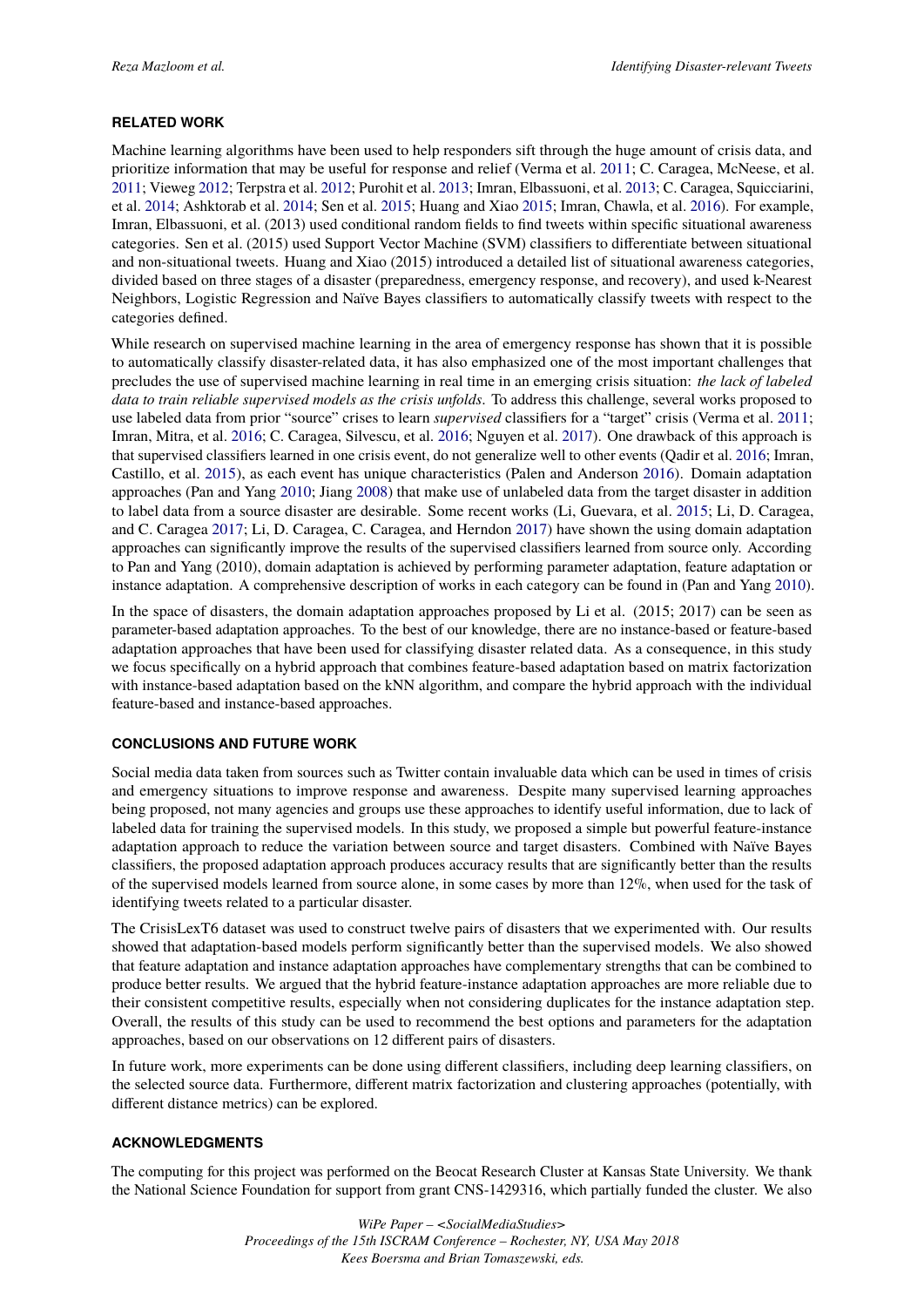## RELATED WORK

Machine learning algorithms have been used to help responders sift through the huge amount of crisis data, and prioritize information that may be useful for response and relief (Verma et al. 2011; C. Caragea, McNeese, et al. 2011; Vieweg 2012; Terpstra et al. 2012; Purohit et al. 2013; Imran, Elbassuoni, et al. 2013; C. Caragea, Squicciarini, et al. 2014; Ashktorab et al. 2014; Sen et al. 2015; Huang and Xiao 2015; Imran, Chawla, et al. 2016). For example, Imran, Elbassuoni, et al. (2013) used conditional random fields to find tweets within specific situational awareness categories. Sen et al. (2015) used Support Vector Machine (SVM) classifiers to differentiate between situational and non-situational tweets. Huang and Xiao (2015) introduced a detailed list of situational awareness categories, divided based on three stages of a disaster (preparedness, emergency response, and recovery), and used k-Nearest Neighbors, Logistic Regression and Naïve Bayes classifiers to automatically classify tweets with respect to the categories defined.

While research on supervised machine learning in the area of emergency response has shown that it is possible to automatically classify disaster-related data, it has also emphasized one of the most important challenges that precludes the use of supervised machine learning in real time in an emerging crisis situation: *the lack of labeled data to train reliable supervised models as the crisis unfolds*. To address this challenge, several works proposed to use labeled data from prior "source" crises to learn *supervised* classifiers for a "target" crisis (Verma et al. 2011; Imran, Mitra, et al. 2016; C. Caragea, Silvescu, et al. 2016; Nguyen et al. 2017). One drawback of this approach is that supervised classifiers learned in one crisis event, do not generalize well to other events (Qadir et al. 2016; Imran, Castillo, et al. 2015), as each event has unique characteristics (Palen and Anderson 2016). Domain adaptation approaches (Pan and Yang 2010; Jiang 2008) that make use of unlabeled data from the target disaster in addition to label data from a source disaster are desirable. Some recent works (Li, Guevara, et al. 2015; Li, D. Caragea, and C. Caragea 2017; Li, D. Caragea, C. Caragea, and Herndon 2017) have shown the using domain adaptation approaches can significantly improve the results of the supervised classifiers learned from source only. According to Pan and Yang (2010), domain adaptation is achieved by performing parameter adaptation, feature adaptation or instance adaptation. A comprehensive description of works in each category can be found in (Pan and Yang 2010).

In the space of disasters, the domain adaptation approaches proposed by Li et al. (2015; 2017) can be seen as parameter-based adaptation approaches. To the best of our knowledge, there are no instance-based or feature-based adaptation approaches that have been used for classifying disaster related data. As a consequence, in this study we focus specifically on a hybrid approach that combines feature-based adaptation based on matrix factorization with instance-based adaptation based on the kNN algorithm, and compare the hybrid approach with the individual feature-based and instance-based approaches.

## CONCLUSIONS AND FUTURE WORK

Social media data taken from sources such as Twitter contain invaluable data which can be used in times of crisis and emergency situations to improve response and awareness. Despite many supervised learning approaches being proposed, not many agencies and groups use these approaches to identify useful information, due to lack of labeled data for training the supervised models. In this study, we proposed a simple but powerful feature-instance adaptation approach to reduce the variation between source and target disasters. Combined with Naïve Bayes classifiers, the proposed adaptation approach produces accuracy results that are significantly better than the results of the supervised models learned from source alone, in some cases by more than 12%, when used for the task of identifying tweets related to a particular disaster.

The CrisisLexT6 dataset was used to construct twelve pairs of disasters that we experimented with. Our results showed that adaptation-based models perform significantly better than the supervised models. We also showed that feature adaptation and instance adaptation approaches have complementary strengths that can be combined to produce better results. We argued that the hybrid feature-instance adaptation approaches are more reliable due to their consistent competitive results, especially when not considering duplicates for the instance adaptation step. Overall, the results of this study can be used to recommend the best options and parameters for the adaptation approaches, based on our observations on 12 different pairs of disasters.

In future work, more experiments can be done using different classifiers, including deep learning classifiers, on the selected source data. Furthermore, different matrix factorization and clustering approaches (potentially, with different distance metrics) can be explored.

## ACKNOWLEDGMENTS

The computing for this project was performed on the Beocat Research Cluster at Kansas State University. We thank the National Science Foundation for support from grant CNS-1429316, which partially funded the cluster. We also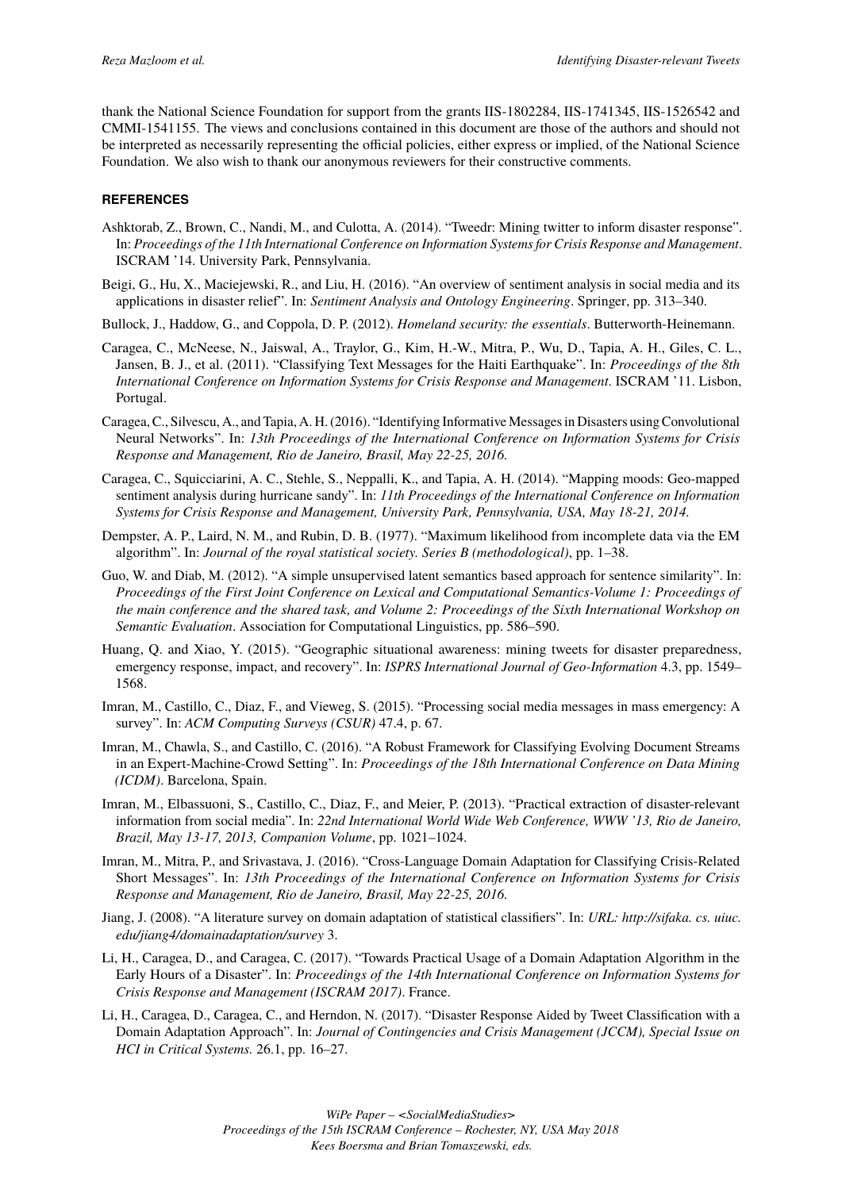thank the National Science Foundation for support from the grants IIS-1802284, IIS-1741345, IIS-1526542 and CMMI-1541155. The views and conclusions contained in this document are those of the authors and should not be interpreted as necessarily representing the official policies, either express or implied, of the National Science Foundation. We also wish to thank our anonymous reviewers for their constructive comments.

## REFERENCES

Ashktorab, Z., Brown, C., Nandi, M., and Culotta, A. (2014). "Tweedr: Mining twitter to inform disaster response". In: *Proceedings of the 11th International Conference on Information Systems for Crisis Response and Management*. ISCRAM '14. University Park, Pennsylvania.

Beigi, G., Hu, X., Maciejewski, R., and Liu, H. (2016). "An overview of sentiment analysis in social media and its applications in disaster relief". In: *Sentiment Analysis and Ontology Engineering*. Springer, pp. 313–340.

Bullock, J., Haddow, G., and Coppola, D. P. (2012). *Homeland security: the essentials*. Butterworth-Heinemann.

Caragea, C., McNeese, N., Jaiswal, A., Traylor, G., Kim, H.-W., Mitra, P., Wu, D., Tapia, A. H., Giles, C. L., Jansen, B. J., et al. (2011). "Classifying Text Messages for the Haiti Earthquake". In: *Proceedings of the 8th International Conference on Information Systems for Crisis Response and Management*. ISCRAM '11. Lisbon, Portugal.

Caragea, C., Silvescu, A., and Tapia, A. H. (2016). "Identifying Informative Messages in Disasters using Convolutional Neural Networks". In: *13th Proceedings of the International Conference on Information Systems for Crisis Response and Management, Rio de Janeiro, Brasil, May 22-25, 2016.*

Caragea, C., Squicciarini, A. C., Stehle, S., Neppalli, K., and Tapia, A. H. (2014). "Mapping moods: Geo-mapped sentiment analysis during hurricane sandy". In: *11th Proceedings of the International Conference on Information Systems for Crisis Response and Management, University Park, Pennsylvania, USA, May 18-21, 2014.*

Dempster, A. P., Laird, N. M., and Rubin, D. B. (1977). "Maximum likelihood from incomplete data via the EM algorithm". In: *Journal of the royal statistical society. Series B (methodological)*, pp. 1–38.

Guo, W. and Diab, M. (2012). "A simple unsupervised latent semantics based approach for sentence similarity". In: *Proceedings of the First Joint Conference on Lexical and Computational Semantics-Volume 1: Proceedings of the main conference and the shared task, and Volume 2: Proceedings of the Sixth International Workshop on Semantic Evaluation*. Association for Computational Linguistics, pp. 586–590.

Huang, Q. and Xiao, Y. (2015). "Geographic situational awareness: mining tweets for disaster preparedness, emergency response, impact, and recovery". In: *ISPRS International Journal of Geo-Information* 4.3, pp. 1549–1568.

Imran, M., Castillo, C., Diaz, F., and Vieweg, S. (2015). "Processing social media messages in mass emergency: A survey". In: *ACM Computing Surveys (CSUR)* 47.4, p. 67.

Imran, M., Chawla, S., and Castillo, C. (2016). "A Robust Framework for Classifying Evolving Document Streams in an Expert-Machine-Crowd Setting". In: *Proceedings of the 18th International Conference on Data Mining (ICDM)*. Barcelona, Spain.

Imran, M., Elbassuoni, S., Castillo, C., Diaz, F., and Meier, P. (2013). "Practical extraction of disaster-relevant information from social media". In: *22nd International World Wide Web Conference, WWW '13, Rio de Janeiro, Brazil, May 13-17, 2013, Companion Volume*, pp. 1021–1024.

Imran, M., Mitra, P., and Srivastava, J. (2016). "Cross-Language Domain Adaptation for Classifying Crisis-Related Short Messages". In: *13th Proceedings of the International Conference on Information Systems for Crisis Response and Management, Rio de Janeiro, Brasil, May 22-25, 2016.*

Jiang, J. (2008). "A literature survey on domain adaptation of statistical classifiers". In: *URL: http://sifaka. cs. uiuc. edu/jiang4/domainadaptation/survey* 3.

Li, H., Caragea, D., and Caragea, C. (2017). "Towards Practical Usage of a Domain Adaptation Algorithm in the Early Hours of a Disaster". In: *Proceedings of the 14th International Conference on Information Systems for Crisis Response and Management (ISCRAM 2017)*. France.

Li, H., Caragea, D., Caragea, C., and Herndon, N. (2017). "Disaster Response Aided by Tweet Classification with a Domain Adaptation Approach". In: *Journal of Contingencies and Crisis Management (JCCM), Special Issue on HCI in Critical Systems.* 26.1, pp. 16–27.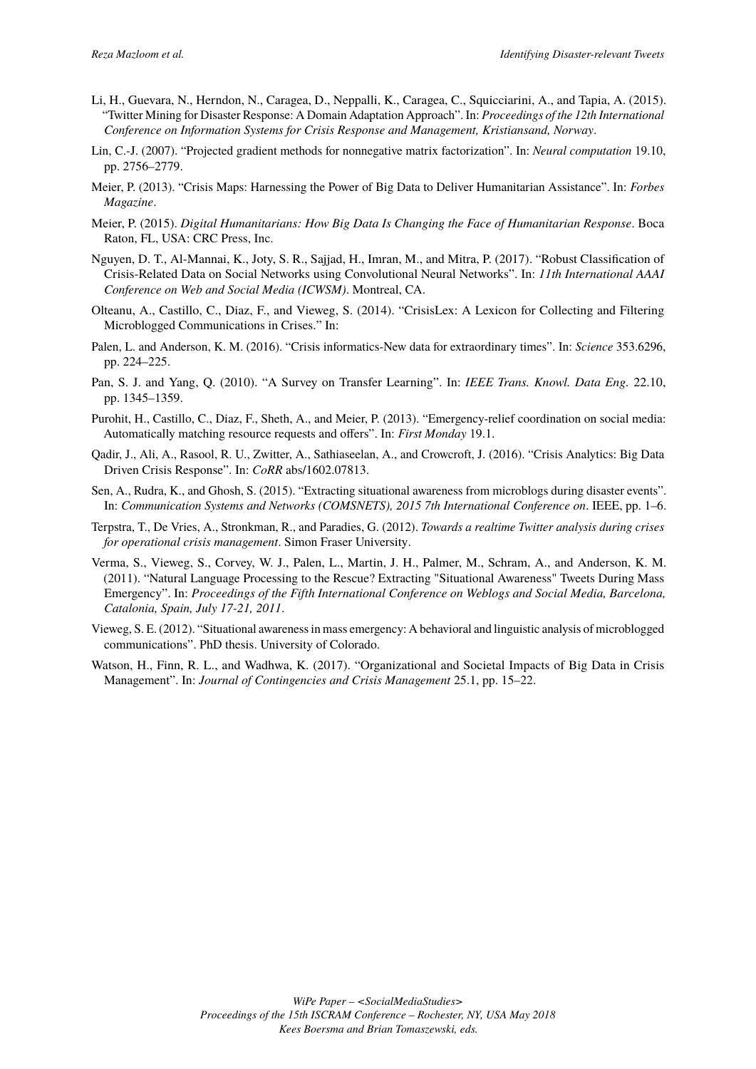Li, H., Guevara, N., Herndon, N., Caragea, D., Neppalli, K., Caragea, C., Squicciarini, A., and Tapia, A. (2015). "Twitter Mining for Disaster Response: A Domain Adaptation Approach". In: *Proceedings of the 12th International Conference on Information Systems for Crisis Response and Management, Kristiansand, Norway*.

Lin, C.-J. (2007). "Projected gradient methods for nonnegative matrix factorization". In: *Neural computation* 19.10, pp. 2756–2779.

Meier, P. (2013). "Crisis Maps: Harnessing the Power of Big Data to Deliver Humanitarian Assistance". In: *Forbes Magazine*.

Meier, P. (2015). *Digital Humanitarians: How Big Data Is Changing the Face of Humanitarian Response*. Boca Raton, FL, USA: CRC Press, Inc.

Nguyen, D. T., Al-Mannai, K., Joty, S. R., Sajjad, H., Imran, M., and Mitra, P. (2017). "Robust Classification of Crisis-Related Data on Social Networks using Convolutional Neural Networks". In: *11th International AAAI Conference on Web and Social Media (ICWSM)*. Montreal, CA.

Olteanu, A., Castillo, C., Diaz, F., and Vieweg, S. (2014). "CrisisLex: A Lexicon for Collecting and Filtering Microblogged Communications in Crises." In:

Palen, L. and Anderson, K. M. (2016). "Crisis informatics-New data for extraordinary times". In: *Science* 353.6296, pp. 224–225.

Pan, S. J. and Yang, Q. (2010). "A Survey on Transfer Learning". In: *IEEE Trans. Knowl. Data Eng.* 22.10, pp. 1345–1359.

Purohit, H., Castillo, C., Diaz, F., Sheth, A., and Meier, P. (2013). "Emergency-relief coordination on social media: Automatically matching resource requests and offers". In: *First Monday* 19.1.

Qadir, J., Ali, A., Rasool, R. U., Zwitter, A., Sathiaseelan, A., and Crowcroft, J. (2016). "Crisis Analytics: Big Data Driven Crisis Response". In: *CoRR* abs/1602.07813.

Sen, A., Rudra, K., and Ghosh, S. (2015). "Extracting situational awareness from microblogs during disaster events". In: *Communication Systems and Networks (COMSNETS), 2015 7th International Conference on*. IEEE, pp. 1–6.

Terpstra, T., De Vries, A., Stronkman, R., and Paradies, G. (2012). *Towards a realtime Twitter analysis during crises for operational crisis management*. Simon Fraser University.

Verma, S., Vieweg, S., Corvey, W. J., Palen, L., Martin, J. H., Palmer, M., Schram, A., and Anderson, K. M. (2011). "Natural Language Processing to the Rescue? Extracting "Situational Awareness" Tweets During Mass Emergency". In: *Proceedings of the Fifth International Conference on Weblogs and Social Media, Barcelona, Catalonia, Spain, July 17-21, 2011*.

Vieweg, S. E. (2012). "Situational awareness in mass emergency: A behavioral and linguistic analysis of microblogged communications". PhD thesis. University of Colorado.

Watson, H., Finn, R. L., and Wadhwa, K. (2017). "Organizational and Societal Impacts of Big Data in Crisis Management". In: *Journal of Contingencies and Crisis Management* 25.1, pp. 15–22.